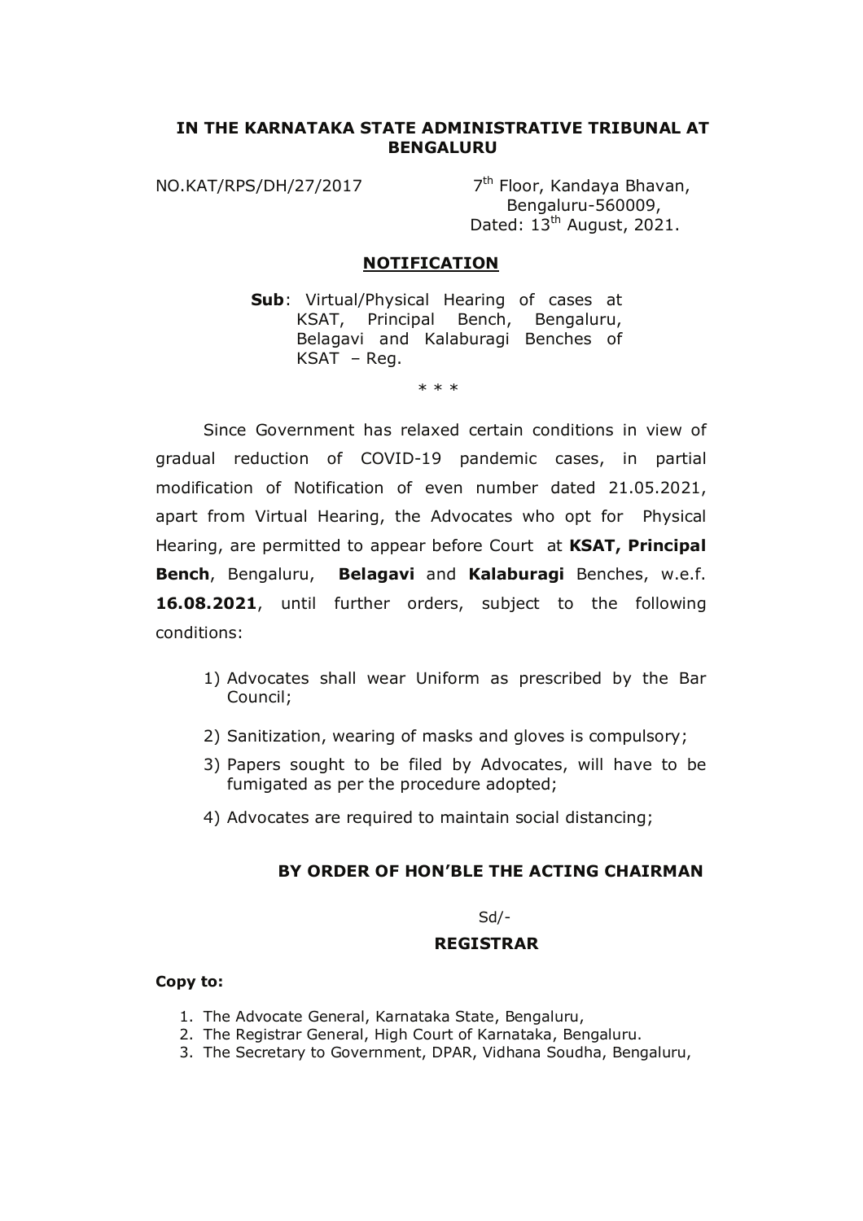**IN THE KARNATAKA STATE ADMINISTRATIVE TRIBUNAL AT BENGALURU**

NO.KAT/RPS/DH/27/2017

7th Floor, Kandaya Bhavan,
Bengaluru-560009,
Dated: 13th August, 2021.

## NOTIFICATION

**Sub**: Virtual/Physical Hearing of cases at KSAT, Principal Bench, Bengaluru, Belagavi and Kalaburagi Benches of KSAT – Reg.

\* \* \*

Since Government has relaxed certain conditions in view of gradual reduction of COVID-19 pandemic cases, in partial modification of Notification of even number dated 21.05.2021, apart from Virtual Hearing, the Advocates who opt for Physical Hearing, are permitted to appear before Court at **KSAT, Principal Bench**, Bengaluru, **Belagavi** and **Kalaburagi** Benches, w.e.f. **16.08.2021**, until further orders, subject to the following conditions:

1) Advocates shall wear Uniform as prescribed by the Bar Council;
2) Sanitization, wearing of masks and gloves is compulsory;
3) Papers sought to be filed by Advocates, will have to be fumigated as per the procedure adopted;
4) Advocates are required to maintain social distancing;

**BY ORDER OF HON'BLE THE ACTING CHAIRMAN**

Sd/-

**REGISTRAR**

**Copy to:**

1. The Advocate General, Karnataka State, Bengaluru,
2. The Registrar General, High Court of Karnataka, Bengaluru.
3. The Secretary to Government, DPAR, Vidhana Soudha, Bengaluru,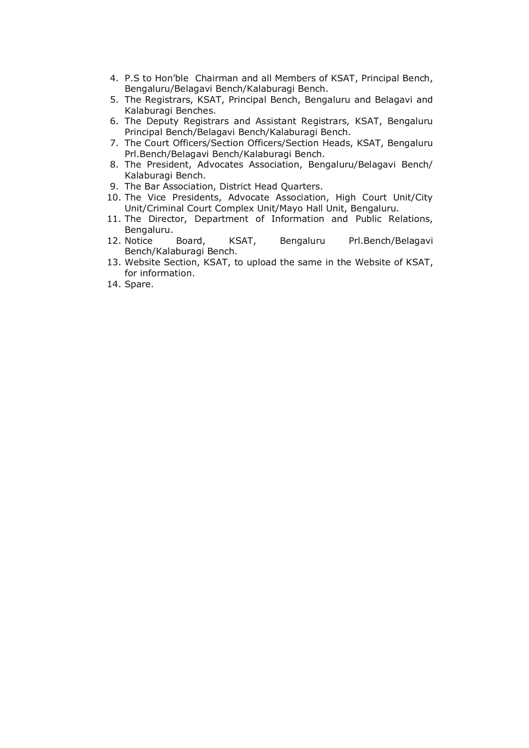4. P.S to Hon'ble Chairman and all Members of KSAT, Principal Bench, Bengaluru/Belagavi Bench/Kalaburagi Bench.
5. The Registrars, KSAT, Principal Bench, Bengaluru and Belagavi and Kalaburagi Benches.
6. The Deputy Registrars and Assistant Registrars, KSAT, Bengaluru Principal Bench/Belagavi Bench/Kalaburagi Bench.
7. The Court Officers/Section Officers/Section Heads, KSAT, Bengaluru Prl.Bench/Belagavi Bench/Kalaburagi Bench.
8. The President, Advocates Association, Bengaluru/Belagavi Bench/ Kalaburagi Bench.
9. The Bar Association, District Head Quarters.
10. The Vice Presidents, Advocate Association, High Court Unit/City Unit/Criminal Court Complex Unit/Mayo Hall Unit, Bengaluru.
11. The Director, Department of Information and Public Relations, Bengaluru.
12. Notice Board, KSAT, Bengaluru Prl.Bench/Belagavi Bench/Kalaburagi Bench.
13. Website Section, KSAT, to upload the same in the Website of KSAT, for information.
14. Spare.